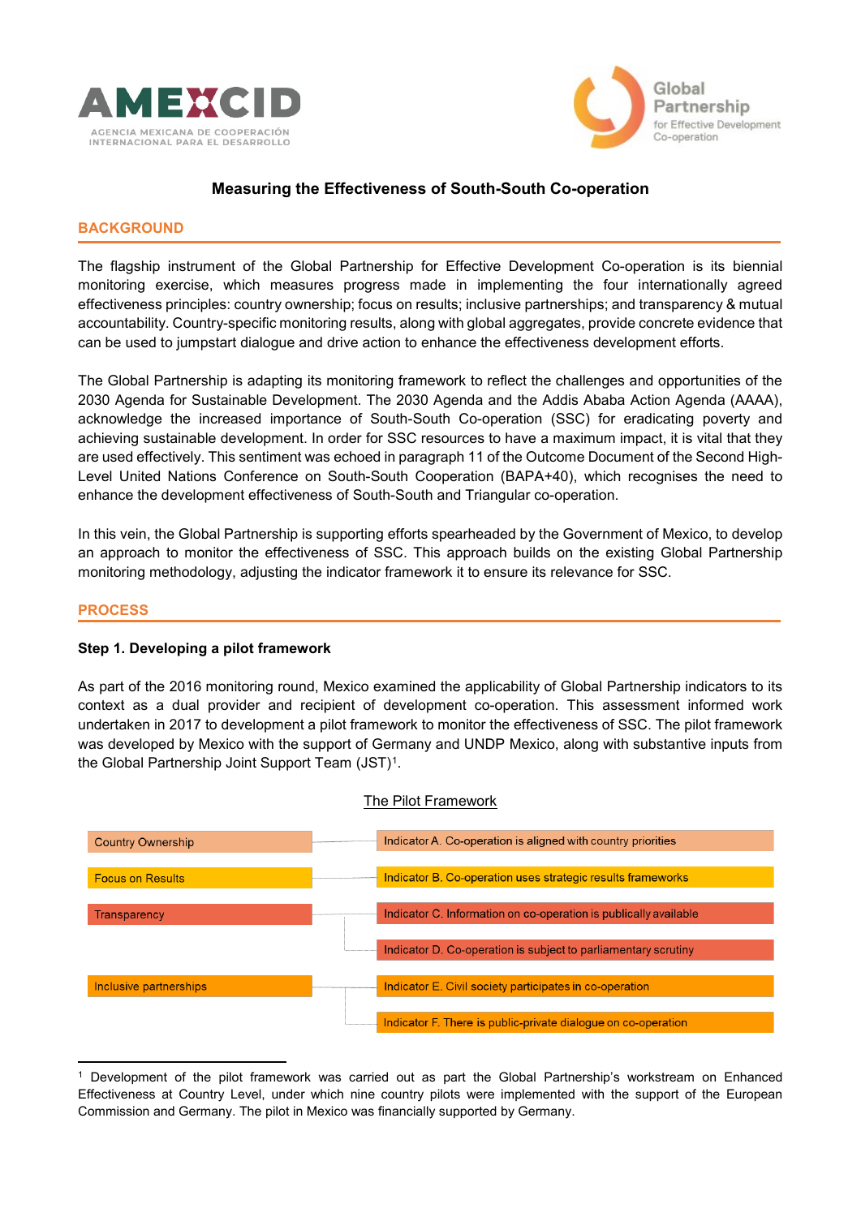AMEXCID
AGENCIA MEXICANA DE COOPERACIÓN INTERNACIONAL PARA EL DESARROLLO

Global Partnership for Effective Development Co-operation

# Measuring the Effectiveness of South-South Co-operation

## BACKGROUND

The flagship instrument of the Global Partnership for Effective Development Co-operation is its biennial monitoring exercise, which measures progress made in implementing the four internationally agreed effectiveness principles: country ownership; focus on results; inclusive partnerships; and transparency & mutual accountability. Country-specific monitoring results, along with global aggregates, provide concrete evidence that can be used to jumpstart dialogue and drive action to enhance the effectiveness development efforts.

The Global Partnership is adapting its monitoring framework to reflect the challenges and opportunities of the 2030 Agenda for Sustainable Development. The 2030 Agenda and the Addis Ababa Action Agenda (AAAA), acknowledge the increased importance of South-South Co-operation (SSC) for eradicating poverty and achieving sustainable development. In order for SSC resources to have a maximum impact, it is vital that they are used effectively. This sentiment was echoed in paragraph 11 of the Outcome Document of the Second High-Level United Nations Conference on South-South Cooperation (BAPA+40), which recognises the need to enhance the development effectiveness of South-South and Triangular co-operation.

In this vein, the Global Partnership is supporting efforts spearheaded by the Government of Mexico, to develop an approach to monitor the effectiveness of SSC. This approach builds on the existing Global Partnership monitoring methodology, adjusting the indicator framework it to ensure its relevance for SSC.

## PROCESS

### Step 1. Developing a pilot framework

As part of the 2016 monitoring round, Mexico examined the applicability of Global Partnership indicators to its context as a dual provider and recipient of development co-operation. This assessment informed work undertaken in 2017 to development a pilot framework to monitor the effectiveness of SSC. The pilot framework was developed by Mexico with the support of Germany and UNDP Mexico, along with substantive inputs from the Global Partnership Joint Support Team (JST)[1].

The Pilot Framework

| Principle | Indicator |
| --- | --- |
| Country Ownership | Indicator A. Co-operation is aligned with country priorities |
| Focus on Results | Indicator B. Co-operation uses strategic results frameworks |
| Transparency | Indicator C. Information on co-operation is publically available |
| | Indicator D. Co-operation is subject to parliamentary scrutiny |
| Inclusive partnerships | Indicator E. Civil society participates in co-operation |
| | Indicator F. There is public-private dialogue on co-operation |

[1] Development of the pilot framework was carried out as part the Global Partnership's workstream on Enhanced Effectiveness at Country Level, under which nine country pilots were implemented with the support of the European Commission and Germany. The pilot in Mexico was financially supported by Germany.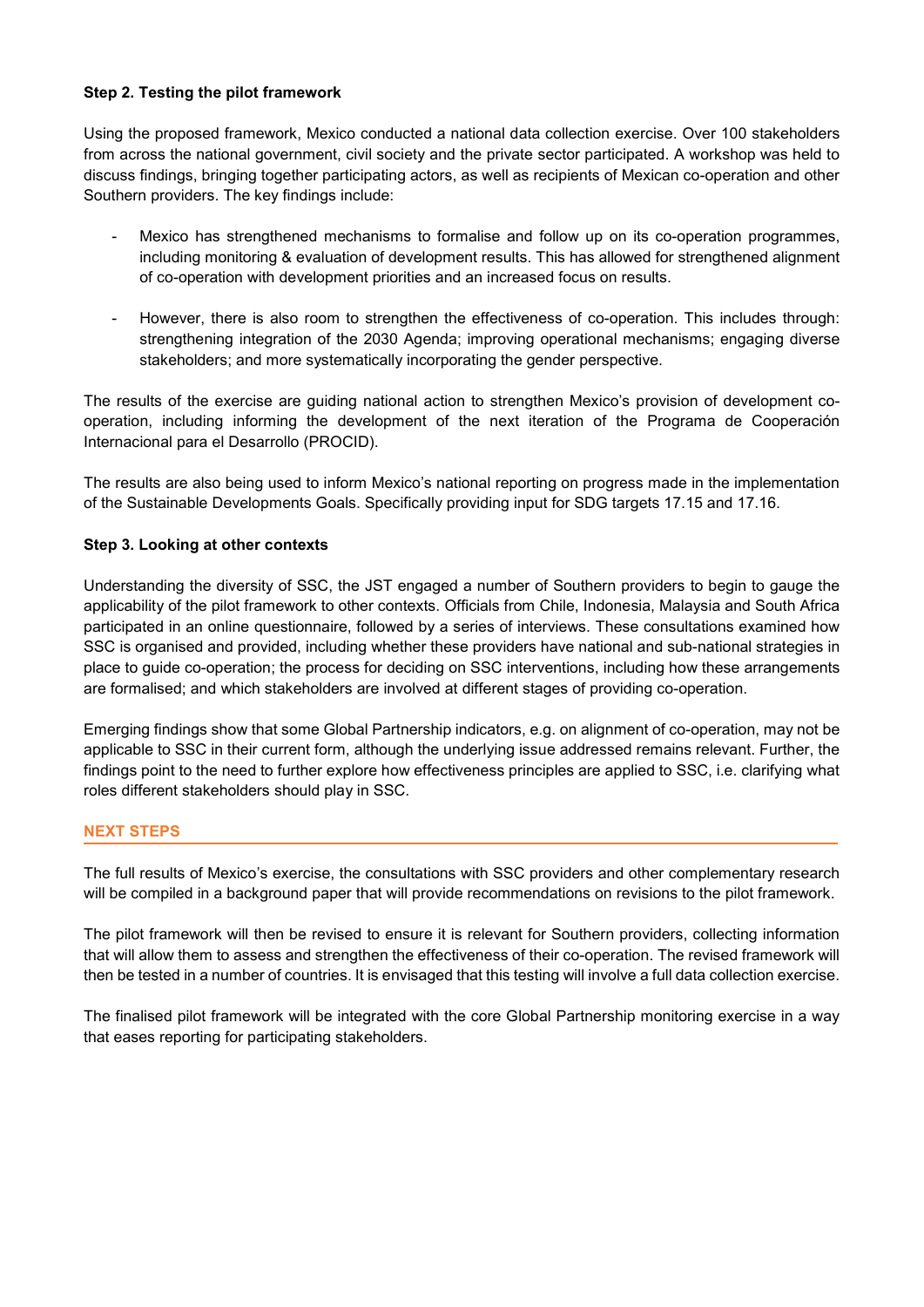**Step 2. Testing the pilot framework**

Using the proposed framework, Mexico conducted a national data collection exercise. Over 100 stakeholders from across the national government, civil society and the private sector participated. A workshop was held to discuss findings, bringing together participating actors, as well as recipients of Mexican co-operation and other Southern providers. The key findings include:

- Mexico has strengthened mechanisms to formalise and follow up on its co-operation programmes, including monitoring & evaluation of development results. This has allowed for strengthened alignment of co-operation with development priorities and an increased focus on results.

- However, there is also room to strengthen the effectiveness of co-operation. This includes through: strengthening integration of the 2030 Agenda; improving operational mechanisms; engaging diverse stakeholders; and more systematically incorporating the gender perspective.

The results of the exercise are guiding national action to strengthen Mexico's provision of development co-operation, including informing the development of the next iteration of the Programa de Cooperación Internacional para el Desarrollo (PROCID).

The results are also being used to inform Mexico's national reporting on progress made in the implementation of the Sustainable Developments Goals. Specifically providing input for SDG targets 17.15 and 17.16.

**Step 3. Looking at other contexts**

Understanding the diversity of SSC, the JST engaged a number of Southern providers to begin to gauge the applicability of the pilot framework to other contexts. Officials from Chile, Indonesia, Malaysia and South Africa participated in an online questionnaire, followed by a series of interviews. These consultations examined how SSC is organised and provided, including whether these providers have national and sub-national strategies in place to guide co-operation; the process for deciding on SSC interventions, including how these arrangements are formalised; and which stakeholders are involved at different stages of providing co-operation.

Emerging findings show that some Global Partnership indicators, e.g. on alignment of co-operation, may not be applicable to SSC in their current form, although the underlying issue addressed remains relevant. Further, the findings point to the need to further explore how effectiveness principles are applied to SSC, i.e. clarifying what roles different stakeholders should play in SSC.

## NEXT STEPS

The full results of Mexico's exercise, the consultations with SSC providers and other complementary research will be compiled in a background paper that will provide recommendations on revisions to the pilot framework.

The pilot framework will then be revised to ensure it is relevant for Southern providers, collecting information that will allow them to assess and strengthen the effectiveness of their co-operation. The revised framework will then be tested in a number of countries. It is envisaged that this testing will involve a full data collection exercise.

The finalised pilot framework will be integrated with the core Global Partnership monitoring exercise in a way that eases reporting for participating stakeholders.